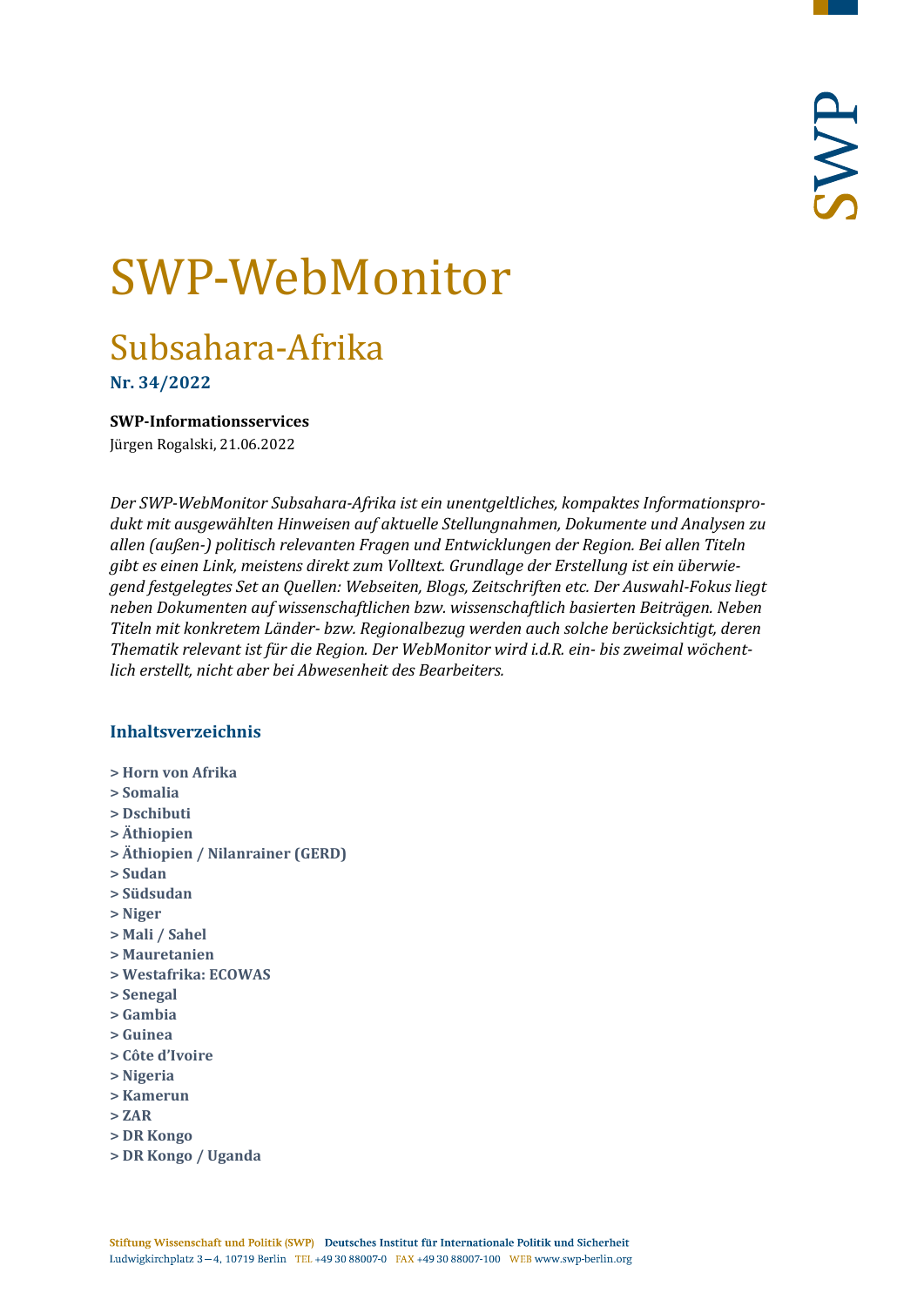# SWP-WebMonitor

## Subsahara-Afrika

**Nr. 34/2022**

**SWP-Informationsservices**

Jürgen Rogalski, 21.06.2022

*Der SWP-WebMonitor Subsahara-Afrika ist ein unentgeltliches, kompaktes Informationsprodukt mit ausgewählten Hinweisen auf aktuelle Stellungnahmen, Dokumente und Analysen zu allen (außen-) politisch relevanten Fragen und Entwicklungen der Region. Bei allen Titeln gibt es einen Link, meistens direkt zum Volltext. Grundlage der Erstellung ist ein überwiegend festgelegtes Set an Quellen: Webseiten, Blogs, Zeitschriften etc. Der Auswahl-Fokus liegt neben Dokumenten auf wissenschaftlichen bzw. wissenschaftlich basierten Beiträgen. Neben Titeln mit konkretem Länder- bzw. Regionalbezug werden auch solche berücksichtigt, deren Thematik relevant ist für die Region. Der WebMonitor wird i.d.R. ein- bis zweimal wöchentlich erstellt, nicht aber bei Abwesenheit des Bearbeiters.*

### Inhaltsverzeichnis

**> Horn von Afrika**
**> Somalia**
**> Dschibuti**
**> Äthiopien**
**> Äthiopien / Nilanrainer (GERD)**
**> Sudan**
**> Südsudan**
**> Niger**
**> Mali / Sahel**
**> Mauretanien**
**> Westafrika: ECOWAS**
**> Senegal**
**> Gambia**
**> Guinea**
**> Côte d'Ivoire**
**> Nigeria**
**> Kamerun**
**> ZAR**
**> DR Kongo**
**> DR Kongo / Uganda**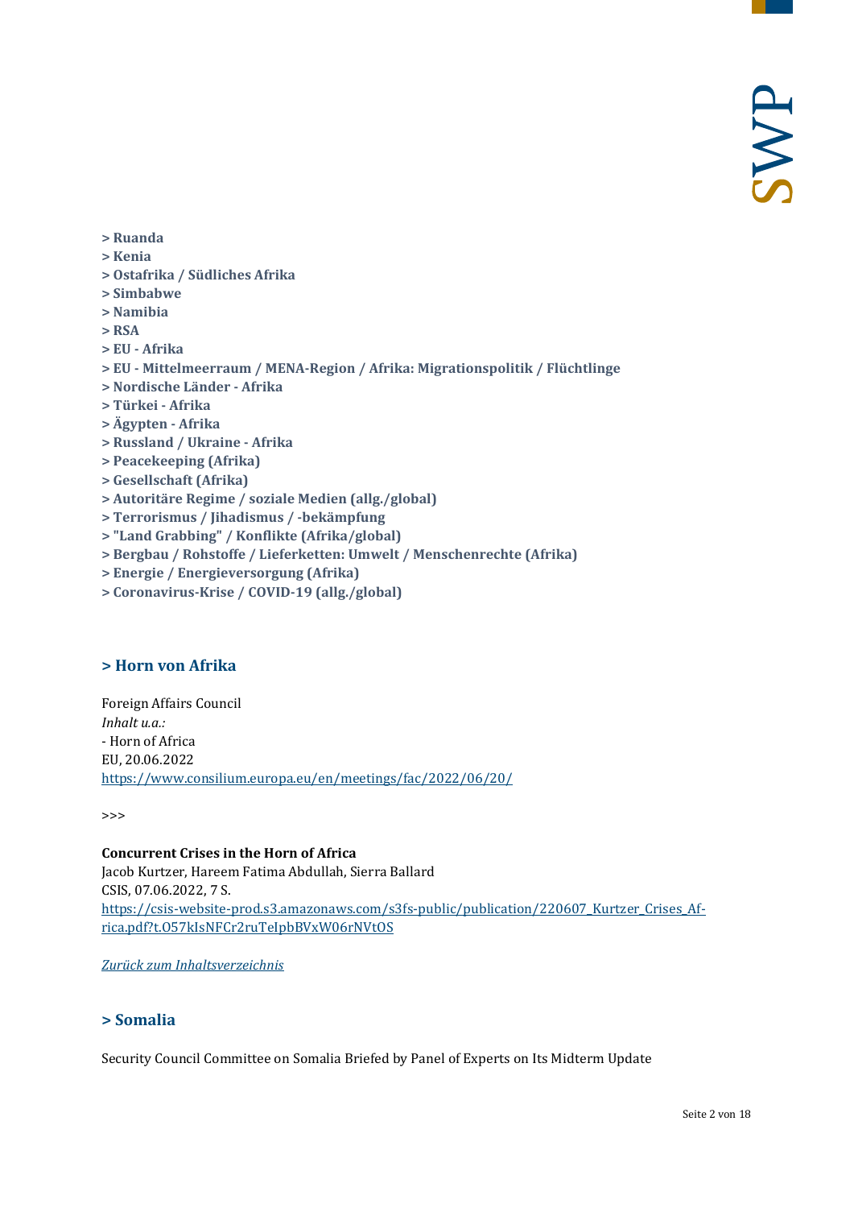**> Ruanda**
**> Kenia**
**> Ostafrika / Südliches Afrika**
**> Simbabwe**
**> Namibia**
**> RSA**
**> EU - Afrika**
**> EU - Mittelmeerraum / MENA-Region / Afrika: Migrationspolitik / Flüchtlinge**
**> Nordische Länder - Afrika**
**> Türkei - Afrika**
**> Ägypten - Afrika**
**> Russland / Ukraine - Afrika**
**> Peacekeeping (Afrika)**
**> Gesellschaft (Afrika)**
**> Autoritäre Regime / soziale Medien (allg./global)**
**> Terrorismus / Jihadismus / -bekämpfung**
**> "Land Grabbing" / Konflikte (Afrika/global)**
**> Bergbau / Rohstoffe / Lieferketten: Umwelt / Menschenrechte (Afrika)**
**> Energie / Energieversorgung (Afrika)**
**> Coronavirus-Krise / COVID-19 (allg./global)**

## > Horn von Afrika

Foreign Affairs Council
*Inhalt u.a.:*
- Horn of Africa
EU, 20.06.2022
https://www.consilium.europa.eu/en/meetings/fac/2022/06/20/

>>>

**Concurrent Crises in the Horn of Africa**
Jacob Kurtzer, Hareem Fatima Abdullah, Sierra Ballard
CSIS, 07.06.2022, 7 S.
https://csis-website-prod.s3.amazonaws.com/s3fs-public/publication/220607_Kurtzer_Crises_Africa.pdf?t.O57kIsNFCr2ruTeIpbBVxW06rNVtOS

*Zurück zum Inhaltsverzeichnis*

## > Somalia

Security Council Committee on Somalia Briefed by Panel of Experts on Its Midterm Update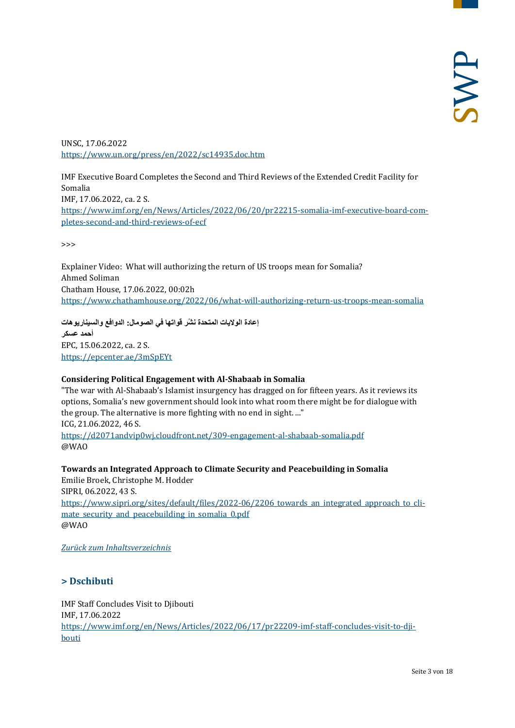UNSC, 17.06.2022
https://www.un.org/press/en/2022/sc14935.doc.htm

IMF Executive Board Completes the Second and Third Reviews of the Extended Credit Facility for Somalia
IMF, 17.06.2022, ca. 2 S.
https://www.imf.org/en/News/Articles/2022/06/20/pr22215-somalia-imf-executive-board-completes-second-and-third-reviews-of-ecf

>>>

Explainer Video: What will authorizing the return of US troops mean for Somalia?
Ahmed Soliman
Chatham House, 17.06.2022, 00:02h
https://www.chathamhouse.org/2022/06/what-will-authorizing-return-us-troops-mean-somalia

**إعادة الولايات المتحدة نشْر قواتها في الصومال: الدوافع والسيناريوهات**
**أحمد عسكر**
EPC, 15.06.2022, ca. 2 S.
https://epcenter.ae/3mSpEYt

**Considering Political Engagement with Al-Shabaab in Somalia**
"The war with Al-Shabaab's Islamist insurgency has dragged on for fifteen years. As it reviews its options, Somalia's new government should look into what room there might be for dialogue with the group. The alternative is more fighting with no end in sight. ..."
ICG, 21.06.2022, 46 S.
https://d2071andvip0wj.cloudfront.net/309-engagement-al-shabaab-somalia.pdf
@WAO

**Towards an Integrated Approach to Climate Security and Peacebuilding in Somalia**
Emilie Broek, Christophe M. Hodder
SIPRI, 06.2022, 43 S.
https://www.sipri.org/sites/default/files/2022-06/2206_towards_an_integrated_approach_to_climate_security_and_peacebuilding_in_somalia_0.pdf
@WAO

*Zurück zum Inhaltsverzeichnis*

## > Dschibuti

IMF Staff Concludes Visit to Djibouti
IMF, 17.06.2022
https://www.imf.org/en/News/Articles/2022/06/17/pr22209-imf-staff-concludes-visit-to-djibouti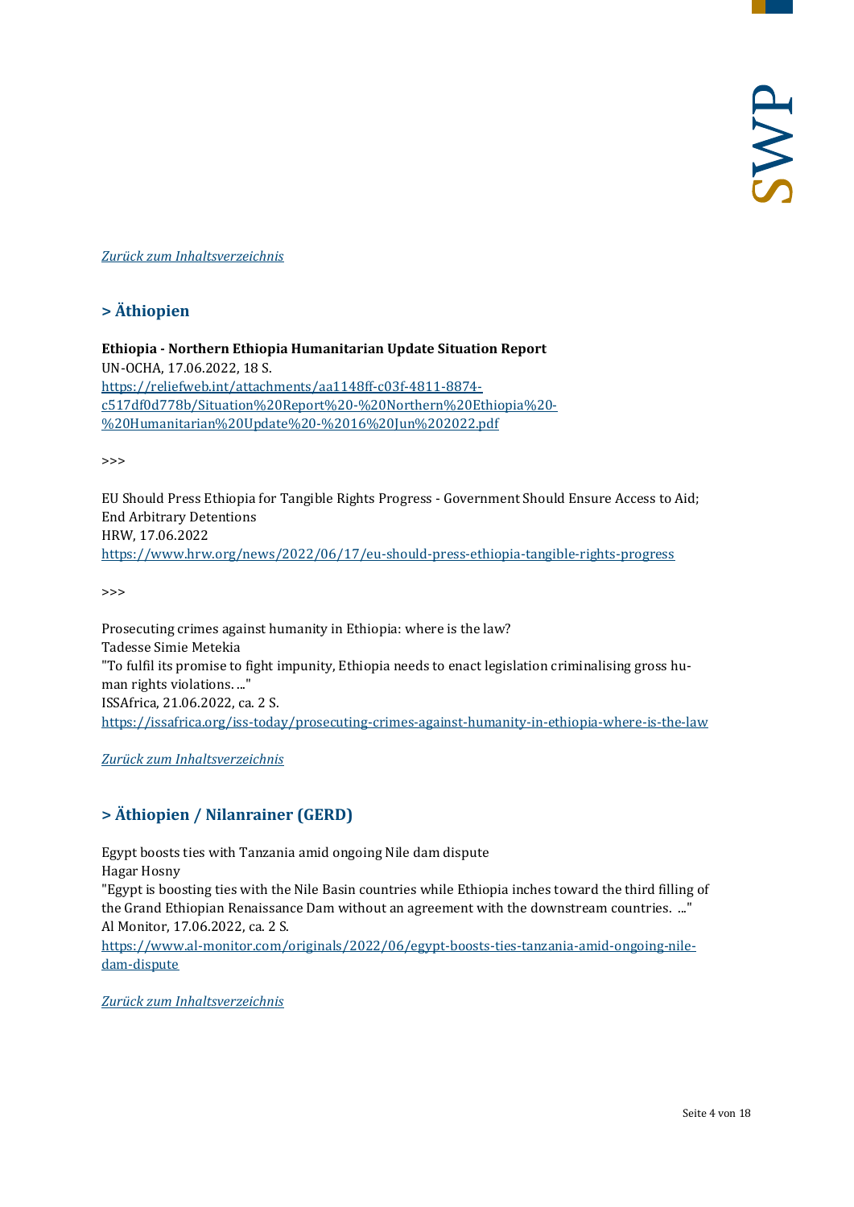[*Zurück zum Inhaltsverzeichnis*](#)

## > Äthiopien

**Ethiopia - Northern Ethiopia Humanitarian Update Situation Report**
UN-OCHA, 17.06.2022, 18 S.
[https://reliefweb.int/attachments/aa1148ff-c03f-4811-8874-c517df0d778b/Situation%20Report%20-%20Northern%20Ethiopia%20-%20Humanitarian%20Update%20-%2016%20Jun%202022.pdf](https://reliefweb.int/attachments/aa1148ff-c03f-4811-8874-c517df0d778b/Situation%20Report%20-%20Northern%20Ethiopia%20-%20Humanitarian%20Update%20-%2016%20Jun%202022.pdf)

>>>

EU Should Press Ethiopia for Tangible Rights Progress - Government Should Ensure Access to Aid; End Arbitrary Detentions
HRW, 17.06.2022
[https://www.hrw.org/news/2022/06/17/eu-should-press-ethiopia-tangible-rights-progress](https://www.hrw.org/news/2022/06/17/eu-should-press-ethiopia-tangible-rights-progress)

>>>

Prosecuting crimes against humanity in Ethiopia: where is the law?
Tadesse Simie Metekia
"To fulfil its promise to fight impunity, Ethiopia needs to enact legislation criminalising gross human rights violations. ..."
ISSAfrica, 21.06.2022, ca. 2 S.
[https://issafrica.org/iss-today/prosecuting-crimes-against-humanity-in-ethiopia-where-is-the-law](https://issafrica.org/iss-today/prosecuting-crimes-against-humanity-in-ethiopia-where-is-the-law)

[*Zurück zum Inhaltsverzeichnis*](#)

## > Äthiopien / Nilanrainer (GERD)

Egypt boosts ties with Tanzania amid ongoing Nile dam dispute
Hagar Hosny
"Egypt is boosting ties with the Nile Basin countries while Ethiopia inches toward the third filling of the Grand Ethiopian Renaissance Dam without an agreement with the downstream countries. ..."
Al Monitor, 17.06.2022, ca. 2 S.
[https://www.al-monitor.com/originals/2022/06/egypt-boosts-ties-tanzania-amid-ongoing-nile-dam-dispute](https://www.al-monitor.com/originals/2022/06/egypt-boosts-ties-tanzania-amid-ongoing-nile-dam-dispute)

[*Zurück zum Inhaltsverzeichnis*](#)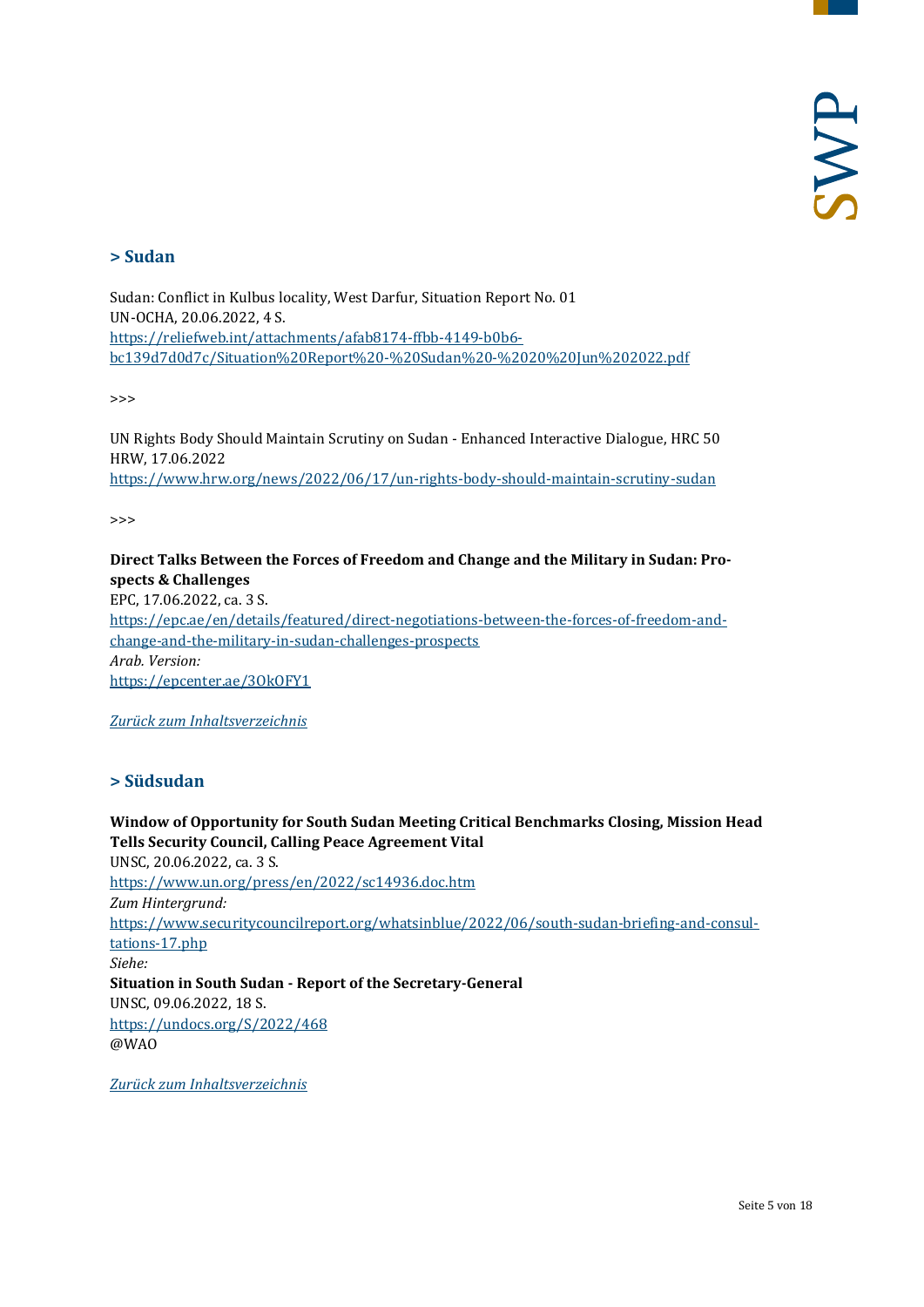## > Sudan

Sudan: Conflict in Kulbus locality, West Darfur, Situation Report No. 01
UN-OCHA, 20.06.2022, 4 S.
https://reliefweb.int/attachments/afab8174-ffbb-4149-b0b6-bc139d7d0d7c/Situation%20Report%20-%20Sudan%20-%2020%20Jun%202022.pdf

>>>

UN Rights Body Should Maintain Scrutiny on Sudan - Enhanced Interactive Dialogue, HRC 50
HRW, 17.06.2022
https://www.hrw.org/news/2022/06/17/un-rights-body-should-maintain-scrutiny-sudan

>>>

**Direct Talks Between the Forces of Freedom and Change and the Military in Sudan: Prospects & Challenges**
EPC, 17.06.2022, ca. 3 S.
https://epc.ae/en/details/featured/direct-negotiations-between-the-forces-of-freedom-and-change-and-the-military-in-sudan-challenges-prospects
*Arab. Version:*
https://epcenter.ae/3OkOFY1

*Zurück zum Inhaltsverzeichnis*

## > Südsudan

**Window of Opportunity for South Sudan Meeting Critical Benchmarks Closing, Mission Head Tells Security Council, Calling Peace Agreement Vital**
UNSC, 20.06.2022, ca. 3 S.
https://www.un.org/press/en/2022/sc14936.doc.htm
*Zum Hintergrund:*
https://www.securitycouncilreport.org/whatsinblue/2022/06/south-sudan-briefing-and-consultations-17.php
*Siehe:*
**Situation in South Sudan - Report of the Secretary-General**
UNSC, 09.06.2022, 18 S.
https://undocs.org/S/2022/468
@WAO

*Zurück zum Inhaltsverzeichnis*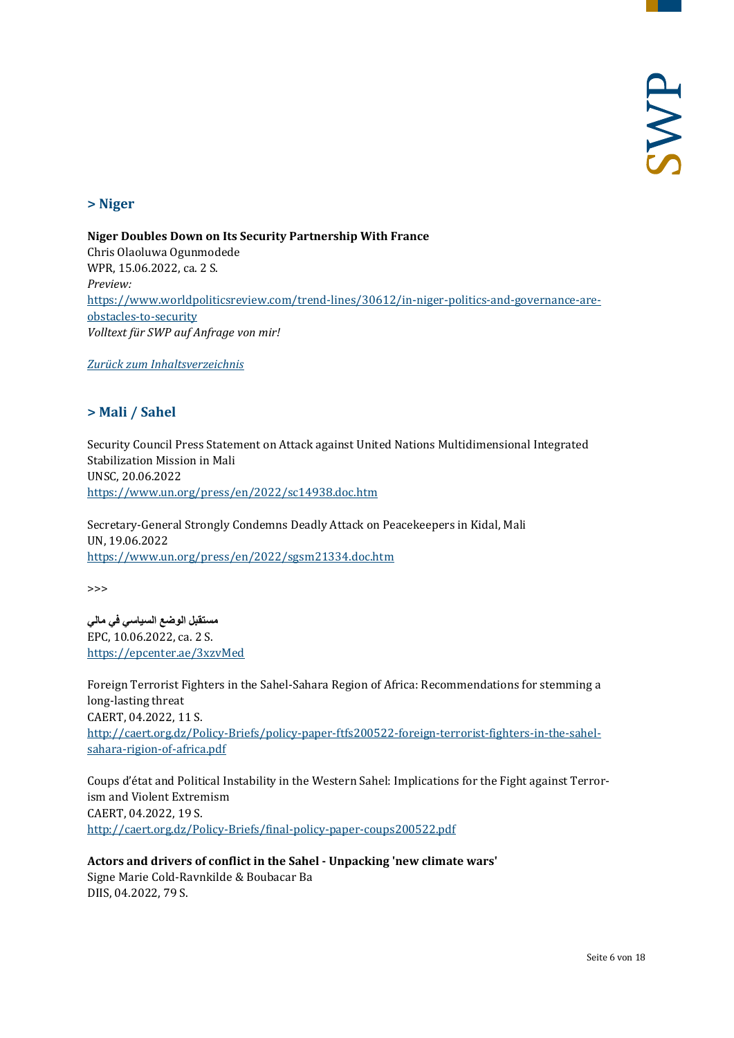## > Niger

**Niger Doubles Down on Its Security Partnership With France**
Chris Olaoluwa Ogunmodede
WPR, 15.06.2022, ca. 2 S.
*Preview:*
https://www.worldpoliticsreview.com/trend-lines/30612/in-niger-politics-and-governance-are-obstacles-to-security
*Volltext für SWP auf Anfrage von mir!*

*Zurück zum Inhaltsverzeichnis*

## > Mali / Sahel

Security Council Press Statement on Attack against United Nations Multidimensional Integrated Stabilization Mission in Mali
UNSC, 20.06.2022
https://www.un.org/press/en/2022/sc14938.doc.htm

Secretary-General Strongly Condemns Deadly Attack on Peacekeepers in Kidal, Mali
UN, 19.06.2022
https://www.un.org/press/en/2022/sgsm21334.doc.htm

>>>

**مستقبل الوضع السياسي في مالي**
EPC, 10.06.2022, ca. 2 S.
https://epcenter.ae/3xzvMed

Foreign Terrorist Fighters in the Sahel-Sahara Region of Africa: Recommendations for stemming a long-lasting threat
CAERT, 04.2022, 11 S.
http://caert.org.dz/Policy-Briefs/policy-paper-ftfs200522-foreign-terrorist-fighters-in-the-sahel-sahara-rigion-of-africa.pdf

Coups d'état and Political Instability in the Western Sahel: Implications for the Fight against Terrorism and Violent Extremism
CAERT, 04.2022, 19 S.
http://caert.org.dz/Policy-Briefs/final-policy-paper-coups200522.pdf

**Actors and drivers of conflict in the Sahel - Unpacking 'new climate wars'**
Signe Marie Cold-Ravnkilde & Boubacar Ba
DIIS, 04.2022, 79 S.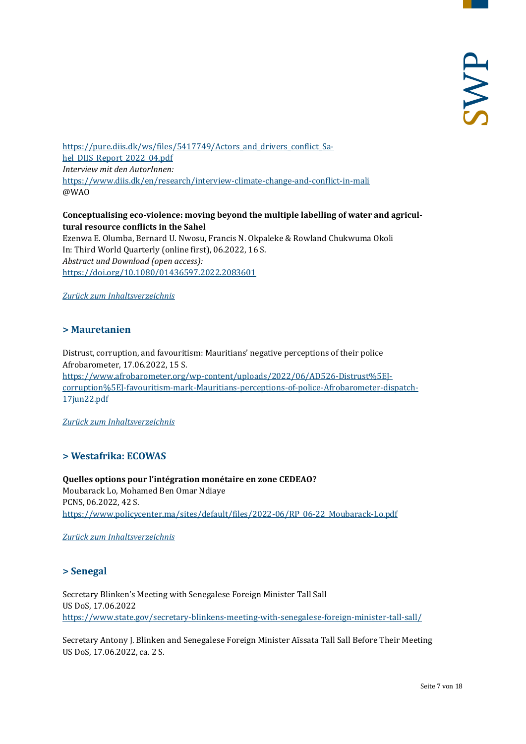https://pure.diis.dk/ws/files/5417749/Actors_and_drivers_conflict_Sahel_DIIS_Report_2022_04.pdf
*Interview mit den AutorInnen:*
https://www.diis.dk/en/research/interview-climate-change-and-conflict-in-mali
@WAO

**Conceptualising eco-violence: moving beyond the multiple labelling of water and agricultural resource conflicts in the Sahel**
Ezenwa E. Olumba, Bernard U. Nwosu, Francis N. Okpaleke & Rowland Chukwuma Okoli
In: Third World Quarterly (online first), 06.2022, 16 S.
*Abstract und Download (open access):*
https://doi.org/10.1080/01436597.2022.2083601

*Zurück zum Inhaltsverzeichnis*

## > Mauretanien

Distrust, corruption, and favouritism: Mauritians' negative perceptions of their police
Afrobarometer, 17.06.2022, 15 S.
https://www.afrobarometer.org/wp-content/uploads/2022/06/AD526-Distrust%5EJ-corruption%5EJ-favouritism-mark-Mauritians-perceptions-of-police-Afrobarometer-dispatch-17jun22.pdf

*Zurück zum Inhaltsverzeichnis*

## > Westafrika: ECOWAS

**Quelles options pour l'intégration monétaire en zone CEDEAO?**
Moubarack Lo, Mohamed Ben Omar Ndiaye
PCNS, 06.2022, 42 S.
https://www.policycenter.ma/sites/default/files/2022-06/RP_06-22_Moubarack-Lo.pdf

*Zurück zum Inhaltsverzeichnis*

## > Senegal

Secretary Blinken's Meeting with Senegalese Foreign Minister Tall Sall
US DoS, 17.06.2022
https://www.state.gov/secretary-blinkens-meeting-with-senegalese-foreign-minister-tall-sall/

Secretary Antony J. Blinken and Senegalese Foreign Minister Aïssata Tall Sall Before Their Meeting
US DoS, 17.06.2022, ca. 2 S.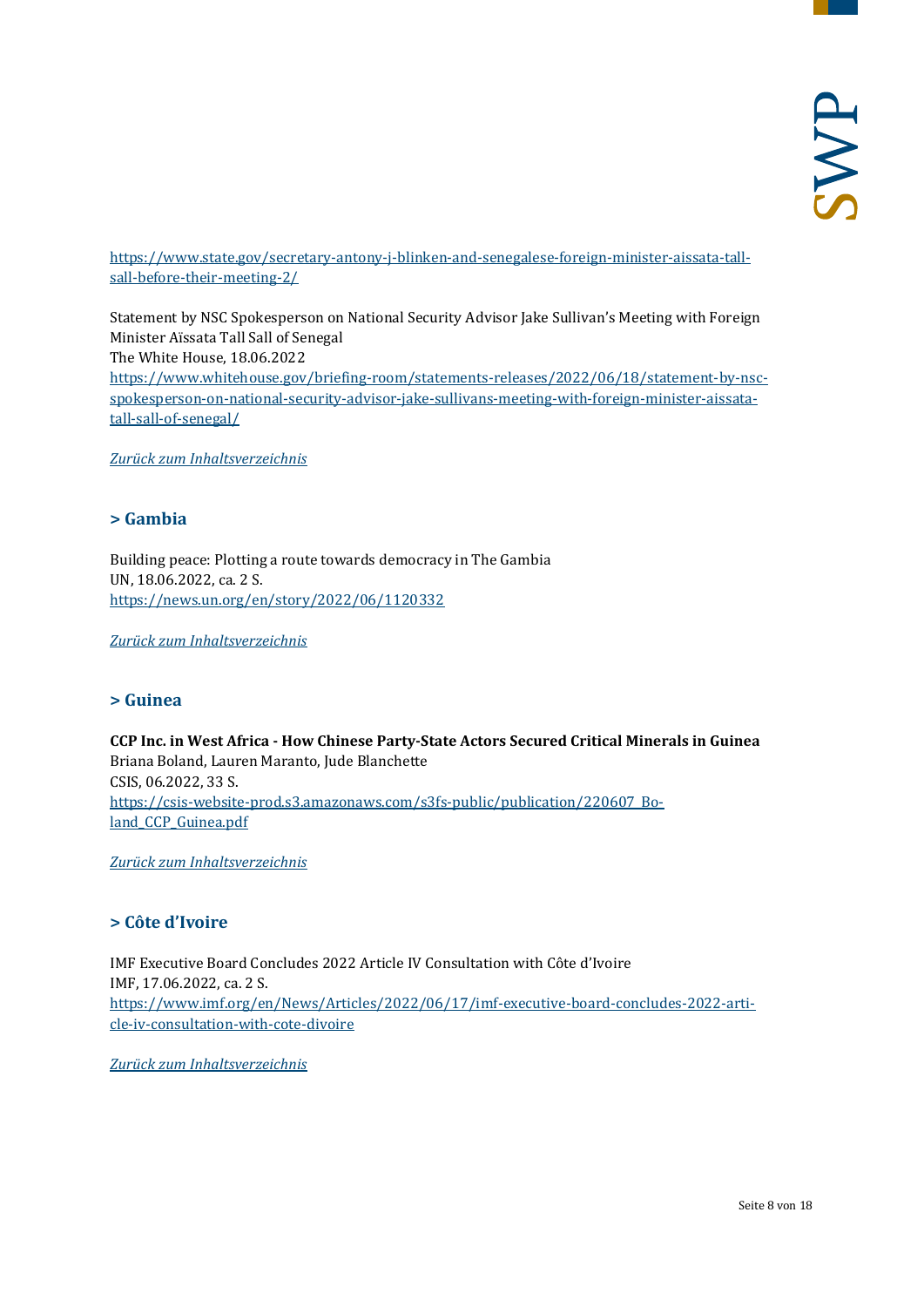https://www.state.gov/secretary-antony-j-blinken-and-senegalese-foreign-minister-aissata-tall-sall-before-their-meeting-2/

Statement by NSC Spokesperson on National Security Advisor Jake Sullivan's Meeting with Foreign Minister Aïssata Tall Sall of Senegal
The White House, 18.06.2022
https://www.whitehouse.gov/briefing-room/statements-releases/2022/06/18/statement-by-nsc-spokesperson-on-national-security-advisor-jake-sullivans-meeting-with-foreign-minister-aissata-tall-sall-of-senegal/

*Zurück zum Inhaltsverzeichnis*

## > Gambia

Building peace: Plotting a route towards democracy in The Gambia
UN, 18.06.2022, ca. 2 S.
https://news.un.org/en/story/2022/06/1120332

*Zurück zum Inhaltsverzeichnis*

## > Guinea

**CCP Inc. in West Africa - How Chinese Party-State Actors Secured Critical Minerals in Guinea**
Briana Boland, Lauren Maranto, Jude Blanchette
CSIS, 06.2022, 33 S.
https://csis-website-prod.s3.amazonaws.com/s3fs-public/publication/220607_Boland_CCP_Guinea.pdf

*Zurück zum Inhaltsverzeichnis*

## > Côte d'Ivoire

IMF Executive Board Concludes 2022 Article IV Consultation with Côte d'Ivoire
IMF, 17.06.2022, ca. 2 S.
https://www.imf.org/en/News/Articles/2022/06/17/imf-executive-board-concludes-2022-article-iv-consultation-with-cote-divoire

*Zurück zum Inhaltsverzeichnis*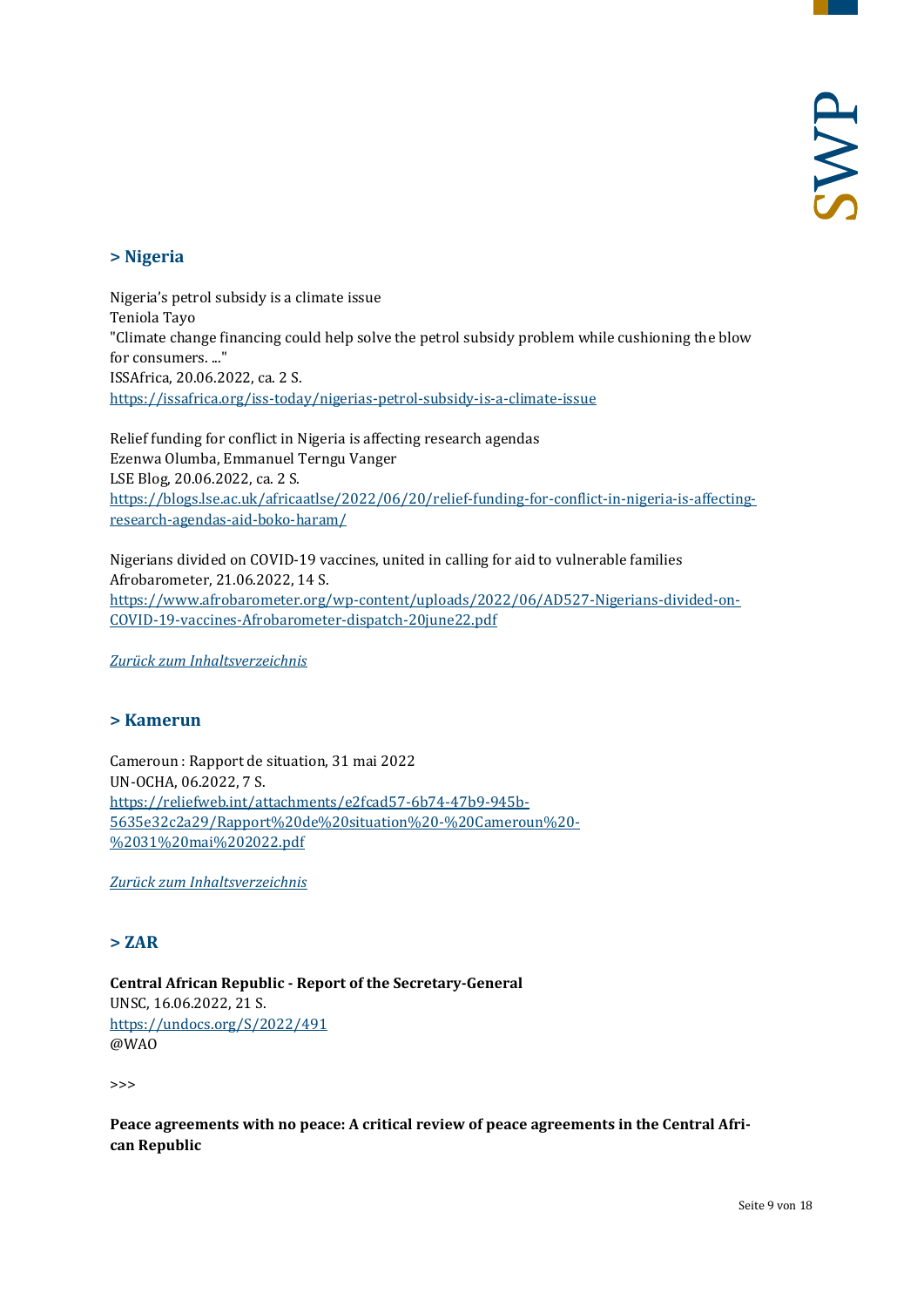## > Nigeria

Nigeria's petrol subsidy is a climate issue
Teniola Tayo
"Climate change financing could help solve the petrol subsidy problem while cushioning the blow for consumers. ..."
ISSAfrica, 20.06.2022, ca. 2 S.
https://issafrica.org/iss-today/nigerias-petrol-subsidy-is-a-climate-issue

Relief funding for conflict in Nigeria is affecting research agendas
Ezenwa Olumba, Emmanuel Terngu Vanger
LSE Blog, 20.06.2022, ca. 2 S.
https://blogs.lse.ac.uk/africaatlse/2022/06/20/relief-funding-for-conflict-in-nigeria-is-affecting-research-agendas-aid-boko-haram/

Nigerians divided on COVID-19 vaccines, united in calling for aid to vulnerable families
Afrobarometer, 21.06.2022, 14 S.
https://www.afrobarometer.org/wp-content/uploads/2022/06/AD527-Nigerians-divided-on-COVID-19-vaccines-Afrobarometer-dispatch-20june22.pdf

*Zurück zum Inhaltsverzeichnis*

## > Kamerun

Cameroun : Rapport de situation, 31 mai 2022
UN-OCHA, 06.2022, 7 S.
https://reliefweb.int/attachments/e2fcad57-6b74-47b9-945b-5635e32c2a29/Rapport%20de%20situation%20-%20Cameroun%20-%2031%20mai%202022.pdf

*Zurück zum Inhaltsverzeichnis*

## > ZAR

**Central African Republic - Report of the Secretary-General**
UNSC, 16.06.2022, 21 S.
https://undocs.org/S/2022/491
@WAO

>>>

**Peace agreements with no peace: A critical review of peace agreements in the Central African Republic**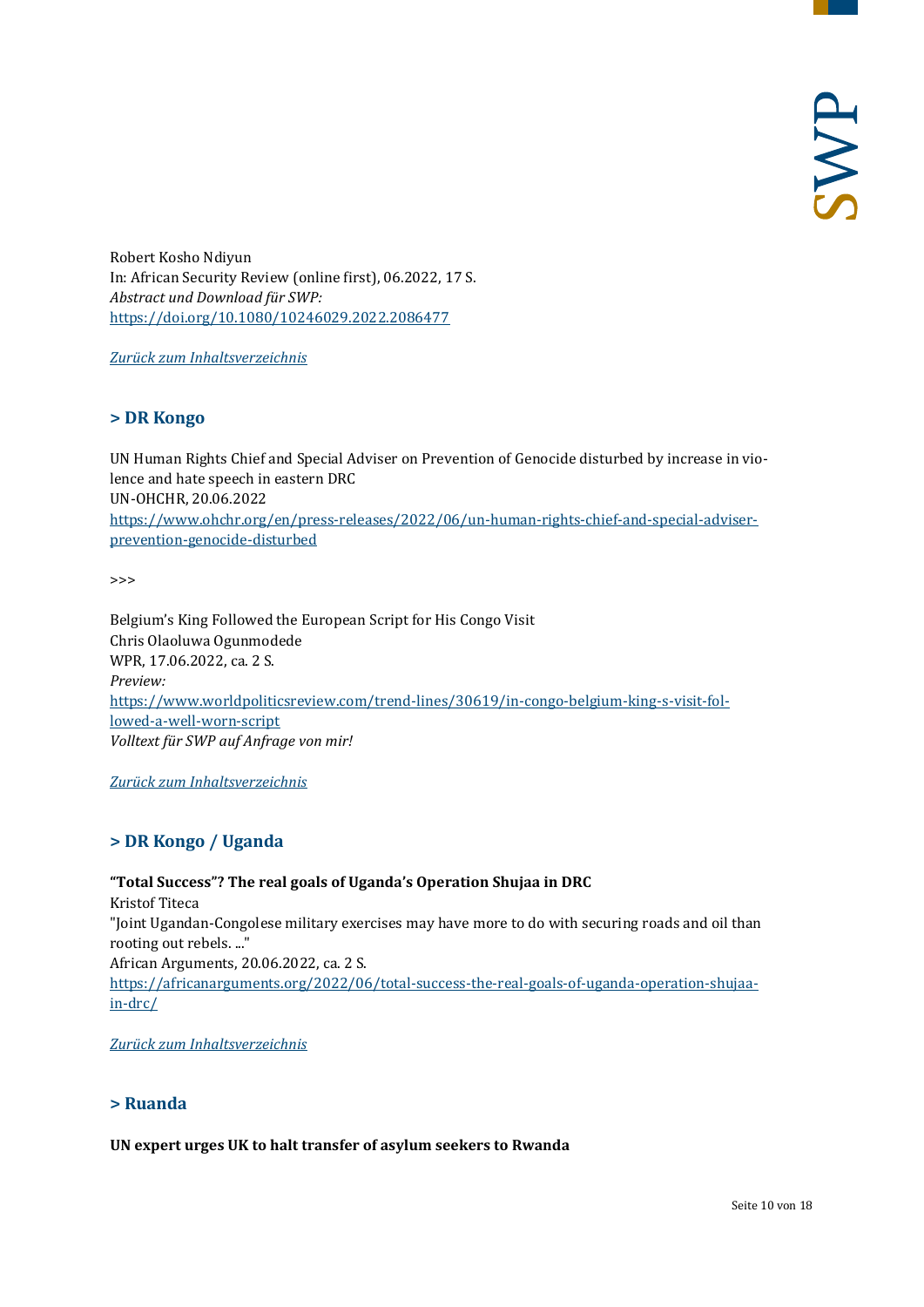Robert Kosho Ndiyun
In: African Security Review (online first), 06.2022, 17 S.
*Abstract und Download für SWP:*
https://doi.org/10.1080/10246029.2022.2086477

*Zurück zum Inhaltsverzeichnis*

## > DR Kongo

UN Human Rights Chief and Special Adviser on Prevention of Genocide disturbed by increase in violence and hate speech in eastern DRC
UN-OHCHR, 20.06.2022
https://www.ohchr.org/en/press-releases/2022/06/un-human-rights-chief-and-special-adviser-prevention-genocide-disturbed

>>>

Belgium's King Followed the European Script for His Congo Visit
Chris Olaoluwa Ogunmodede
WPR, 17.06.2022, ca. 2 S.
*Preview:*
https://www.worldpoliticsreview.com/trend-lines/30619/in-congo-belgium-king-s-visit-followed-a-well-worn-script
*Volltext für SWP auf Anfrage von mir!*

*Zurück zum Inhaltsverzeichnis*

## > DR Kongo / Uganda

**"Total Success"? The real goals of Uganda's Operation Shujaa in DRC**
Kristof Titeca
"Joint Ugandan-Congolese military exercises may have more to do with securing roads and oil than rooting out rebels. ..."
African Arguments, 20.06.2022, ca. 2 S.
https://africanarguments.org/2022/06/total-success-the-real-goals-of-uganda-operation-shujaa-in-drc/

*Zurück zum Inhaltsverzeichnis*

## > Ruanda

**UN expert urges UK to halt transfer of asylum seekers to Rwanda**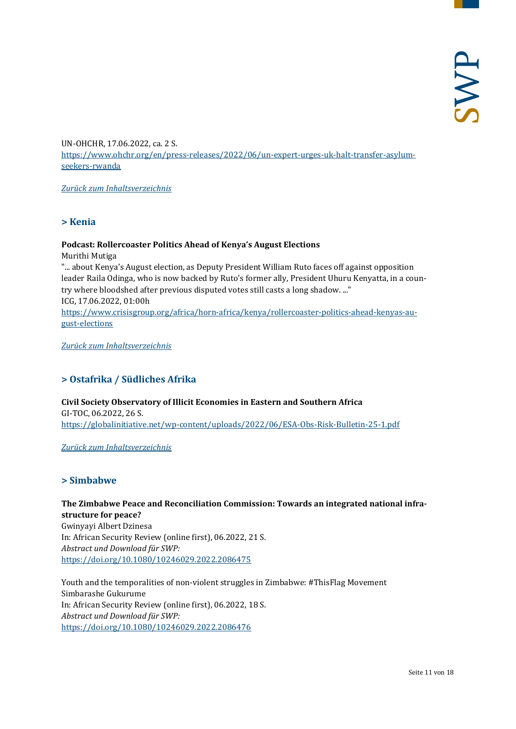UN-OHCHR, 17.06.2022, ca. 2 S.
https://www.ohchr.org/en/press-releases/2022/06/un-expert-urges-uk-halt-transfer-asylum-seekers-rwanda

*Zurück zum Inhaltsverzeichnis*

## > Kenia

**Podcast: Rollercoaster Politics Ahead of Kenya's August Elections**
Murithi Mutiga
"... about Kenya's August election, as Deputy President William Ruto faces off against opposition leader Raila Odinga, who is now backed by Ruto's former ally, President Uhuru Kenyatta, in a country where bloodshed after previous disputed votes still casts a long shadow. ..."
ICG, 17.06.2022, 01:00h
https://www.crisisgroup.org/africa/horn-africa/kenya/rollercoaster-politics-ahead-kenyas-august-elections

*Zurück zum Inhaltsverzeichnis*

## > Ostafrika / Südliches Afrika

**Civil Society Observatory of Illicit Economies in Eastern and Southern Africa**
GI-TOC, 06.2022, 26 S.
https://globalinitiative.net/wp-content/uploads/2022/06/ESA-Obs-Risk-Bulletin-25-1.pdf

*Zurück zum Inhaltsverzeichnis*

## > Simbabwe

**The Zimbabwe Peace and Reconciliation Commission: Towards an integrated national infrastructure for peace?**
Gwinyayi Albert Dzinesa
In: African Security Review (online first), 06.2022, 21 S.
*Abstract und Download für SWP:*
https://doi.org/10.1080/10246029.2022.2086475

Youth and the temporalities of non-violent struggles in Zimbabwe: #ThisFlag Movement
Simbarashe Gukurume
In: African Security Review (online first), 06.2022, 18 S.
*Abstract und Download für SWP:*
https://doi.org/10.1080/10246029.2022.2086476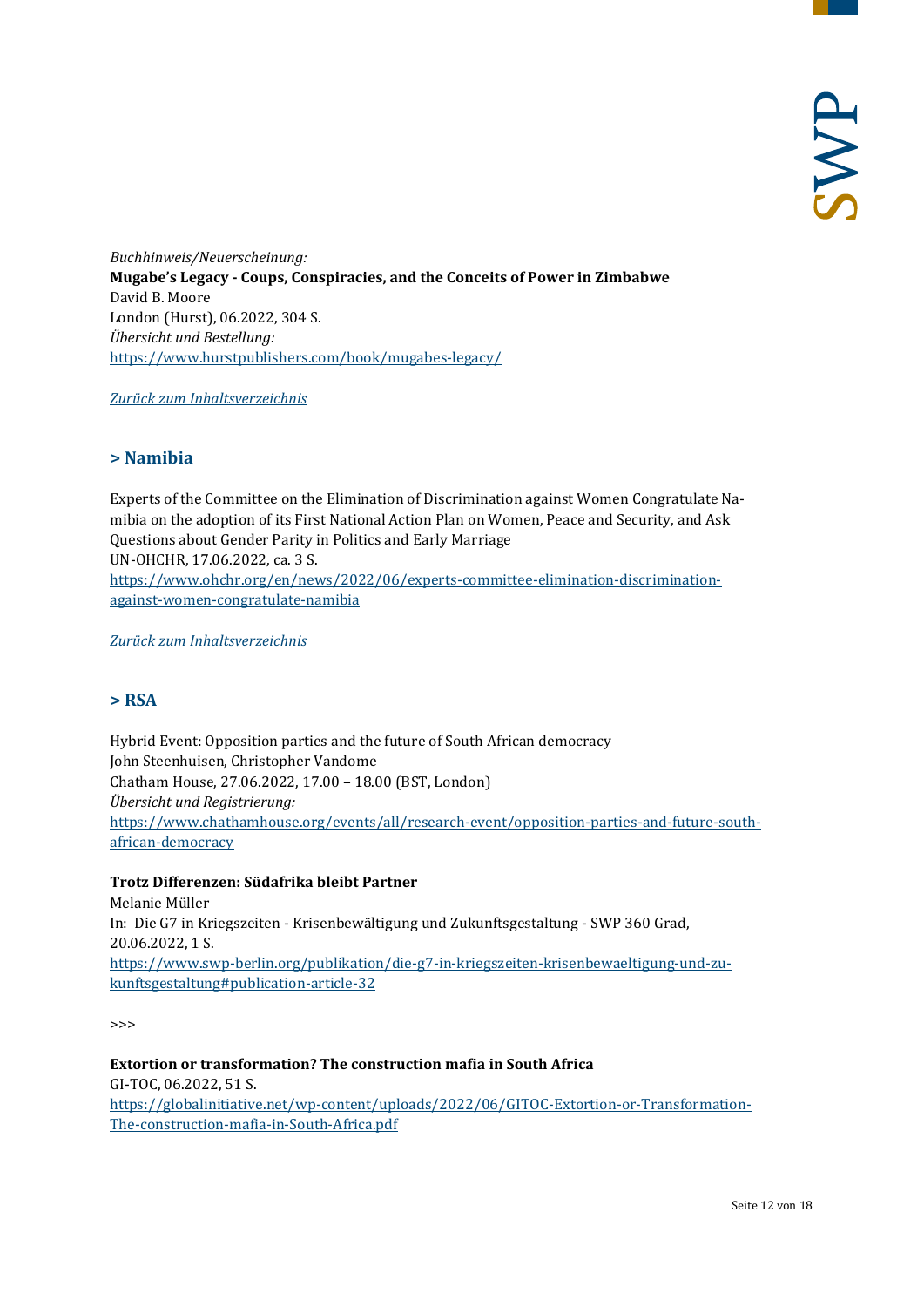*Buchhinweis/Neuerscheinung:*
**Mugabe's Legacy - Coups, Conspiracies, and the Conceits of Power in Zimbabwe**
David B. Moore
London (Hurst), 06.2022, 304 S.
*Übersicht und Bestellung:*
https://www.hurstpublishers.com/book/mugabes-legacy/

*Zurück zum Inhaltsverzeichnis*

## > Namibia

Experts of the Committee on the Elimination of Discrimination against Women Congratulate Namibia on the adoption of its First National Action Plan on Women, Peace and Security, and Ask Questions about Gender Parity in Politics and Early Marriage
UN-OHCHR, 17.06.2022, ca. 3 S.
https://www.ohchr.org/en/news/2022/06/experts-committee-elimination-discrimination-against-women-congratulate-namibia

*Zurück zum Inhaltsverzeichnis*

## > RSA

Hybrid Event: Opposition parties and the future of South African democracy
John Steenhuisen, Christopher Vandome
Chatham House, 27.06.2022, 17.00 – 18.00 (BST, London)
*Übersicht und Registrierung:*
https://www.chathamhouse.org/events/all/research-event/opposition-parties-and-future-south-african-democracy

**Trotz Differenzen: Südafrika bleibt Partner**
Melanie Müller
In: Die G7 in Kriegszeiten - Krisenbewältigung und Zukunftsgestaltung - SWP 360 Grad, 20.06.2022, 1 S.
https://www.swp-berlin.org/publikation/die-g7-in-kriegszeiten-krisenbewaeltigung-und-zukunftsgestaltung#publication-article-32

>>>

**Extortion or transformation? The construction mafia in South Africa**
GI-TOC, 06.2022, 51 S.
https://globalinitiative.net/wp-content/uploads/2022/06/GITOC-Extortion-or-Transformation-The-construction-mafia-in-South-Africa.pdf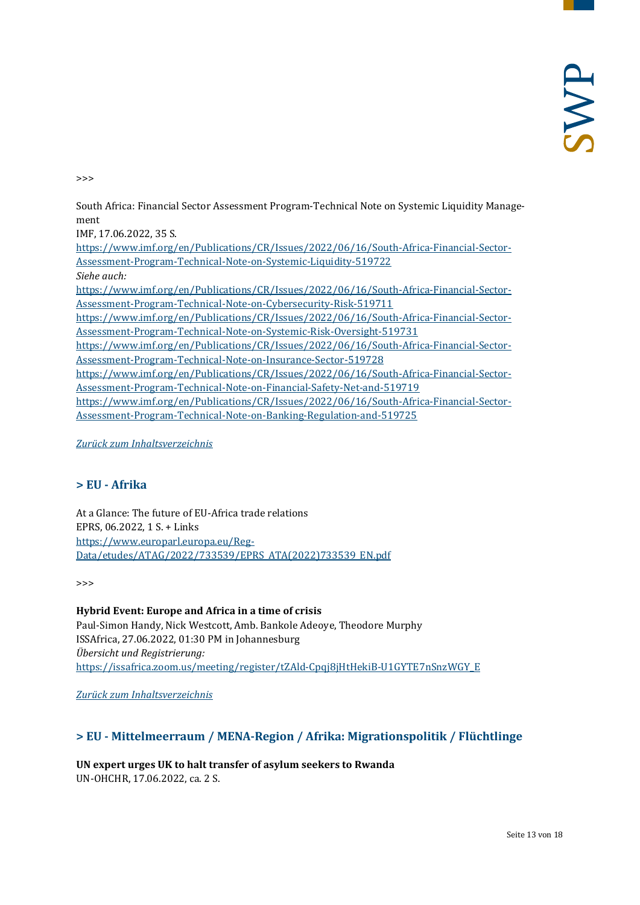>>>

South Africa: Financial Sector Assessment Program-Technical Note on Systemic Liquidity Management
IMF, 17.06.2022, 35 S.
https://www.imf.org/en/Publications/CR/Issues/2022/06/16/South-Africa-Financial-Sector-Assessment-Program-Technical-Note-on-Systemic-Liquidity-519722
*Siehe auch:*
https://www.imf.org/en/Publications/CR/Issues/2022/06/16/South-Africa-Financial-Sector-Assessment-Program-Technical-Note-on-Cybersecurity-Risk-519711
https://www.imf.org/en/Publications/CR/Issues/2022/06/16/South-Africa-Financial-Sector-Assessment-Program-Technical-Note-on-Systemic-Risk-Oversight-519731
https://www.imf.org/en/Publications/CR/Issues/2022/06/16/South-Africa-Financial-Sector-Assessment-Program-Technical-Note-on-Insurance-Sector-519728
https://www.imf.org/en/Publications/CR/Issues/2022/06/16/South-Africa-Financial-Sector-Assessment-Program-Technical-Note-on-Financial-Safety-Net-and-519719
https://www.imf.org/en/Publications/CR/Issues/2022/06/16/South-Africa-Financial-Sector-Assessment-Program-Technical-Note-on-Banking-Regulation-and-519725

*Zurück zum Inhaltsverzeichnis*

## > EU - Afrika

At a Glance: The future of EU-Africa trade relations
EPRS, 06.2022, 1 S. + Links
https://www.europarl.europa.eu/RegData/etudes/ATAG/2022/733539/EPRS_ATA(2022)733539_EN.pdf

>>>

**Hybrid Event: Europe and Africa in a time of crisis**
Paul-Simon Handy, Nick Westcott, Amb. Bankole Adeoye, Theodore Murphy
ISSAfrica, 27.06.2022, 01:30 PM in Johannesburg
*Übersicht und Registrierung:*
https://issafrica.zoom.us/meeting/register/tZAld-Cpqj8jHtHekiB-U1GYTE7nSnzWGY_E

*Zurück zum Inhaltsverzeichnis*

## > EU - Mittelmeerraum / MENA-Region / Afrika: Migrationspolitik / Flüchtlinge

**UN expert urges UK to halt transfer of asylum seekers to Rwanda**
UN-OHCHR, 17.06.2022, ca. 2 S.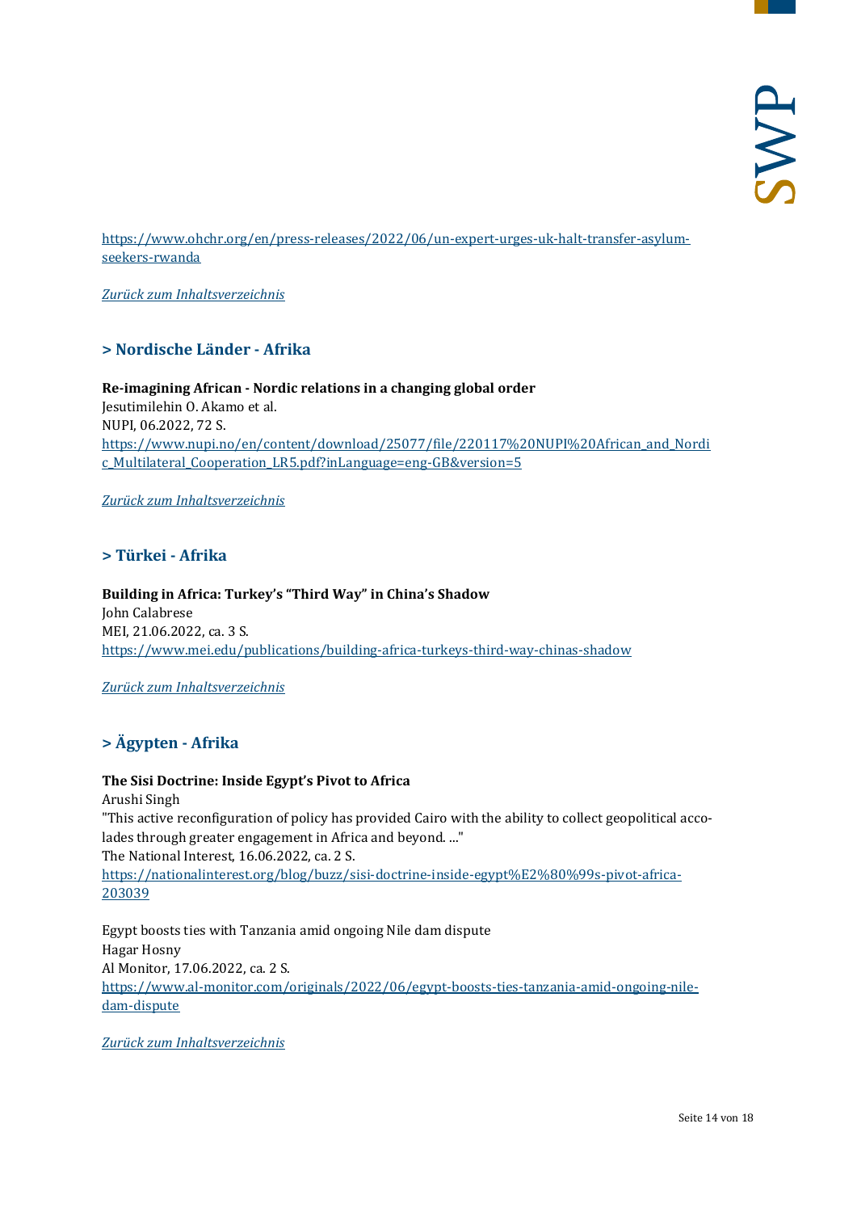https://www.ohchr.org/en/press-releases/2022/06/un-expert-urges-uk-halt-transfer-asylum-seekers-rwanda

*Zurück zum Inhaltsverzeichnis*

## > Nordische Länder - Afrika

**Re-imagining African - Nordic relations in a changing global order**
Jesutimilehin O. Akamo et al.
NUPI, 06.2022, 72 S.
https://www.nupi.no/en/content/download/25077/file/220117%20NUPI%20African_and_Nordic_Multilateral_Cooperation_LR5.pdf?inLanguage=eng-GB&version=5

*Zurück zum Inhaltsverzeichnis*

## > Türkei - Afrika

**Building in Africa: Turkey's "Third Way" in China's Shadow**
John Calabrese
MEI, 21.06.2022, ca. 3 S.
https://www.mei.edu/publications/building-africa-turkeys-third-way-chinas-shadow

*Zurück zum Inhaltsverzeichnis*

## > Ägypten - Afrika

**The Sisi Doctrine: Inside Egypt's Pivot to Africa**
Arushi Singh
"This active reconfiguration of policy has provided Cairo with the ability to collect geopolitical accolades through greater engagement in Africa and beyond. ..."
The National Interest, 16.06.2022, ca. 2 S.
https://nationalinterest.org/blog/buzz/sisi-doctrine-inside-egypt%E2%80%99s-pivot-africa-203039

Egypt boosts ties with Tanzania amid ongoing Nile dam dispute
Hagar Hosny
Al Monitor, 17.06.2022, ca. 2 S.
https://www.al-monitor.com/originals/2022/06/egypt-boosts-ties-tanzania-amid-ongoing-nile-dam-dispute

*Zurück zum Inhaltsverzeichnis*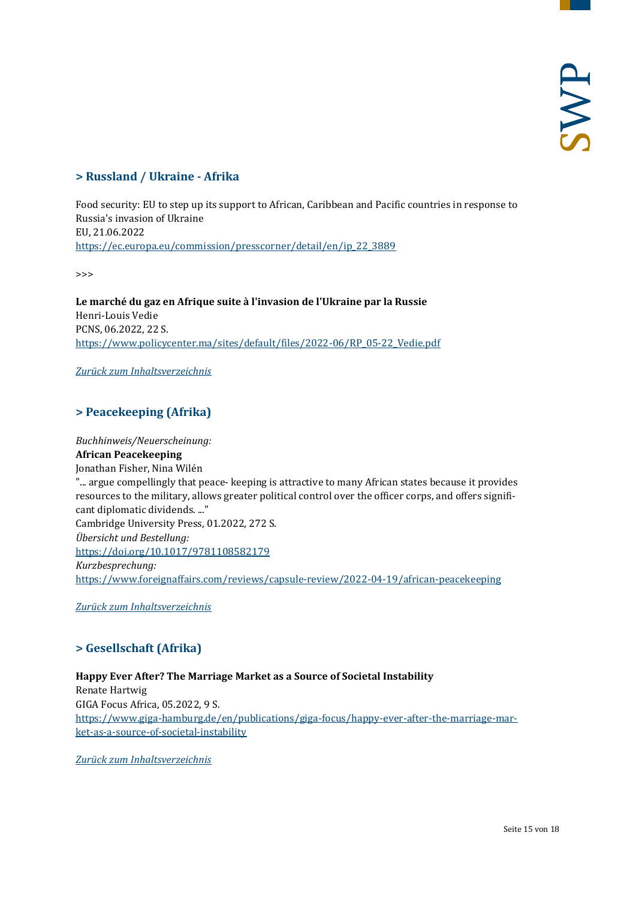## > Russland / Ukraine - Afrika

Food security: EU to step up its support to African, Caribbean and Pacific countries in response to Russia's invasion of Ukraine
EU, 21.06.2022
https://ec.europa.eu/commission/presscorner/detail/en/ip_22_3889

>>>

**Le marché du gaz en Afrique suite à l'invasion de l'Ukraine par la Russie**
Henri-Louis Vedie
PCNS, 06.2022, 22 S.
https://www.policycenter.ma/sites/default/files/2022-06/RP_05-22_Vedie.pdf

*Zurück zum Inhaltsverzeichnis*

## > Peacekeeping (Afrika)

*Buchhinweis/Neuerscheinung:*
**African Peacekeeping**
Jonathan Fisher, Nina Wilén
"... argue compellingly that peace- keeping is attractive to many African states because it provides resources to the military, allows greater political control over the officer corps, and offers significant diplomatic dividends. ..."
Cambridge University Press, 01.2022, 272 S.
*Übersicht und Bestellung:*
https://doi.org/10.1017/9781108582179
*Kurzbesprechung:*
https://www.foreignaffairs.com/reviews/capsule-review/2022-04-19/african-peacekeeping

*Zurück zum Inhaltsverzeichnis*

## > Gesellschaft (Afrika)

**Happy Ever After? The Marriage Market as a Source of Societal Instability**
Renate Hartwig
GIGA Focus Africa, 05.2022, 9 S.
https://www.giga-hamburg.de/en/publications/giga-focus/happy-ever-after-the-marriage-market-as-a-source-of-societal-instability

*Zurück zum Inhaltsverzeichnis*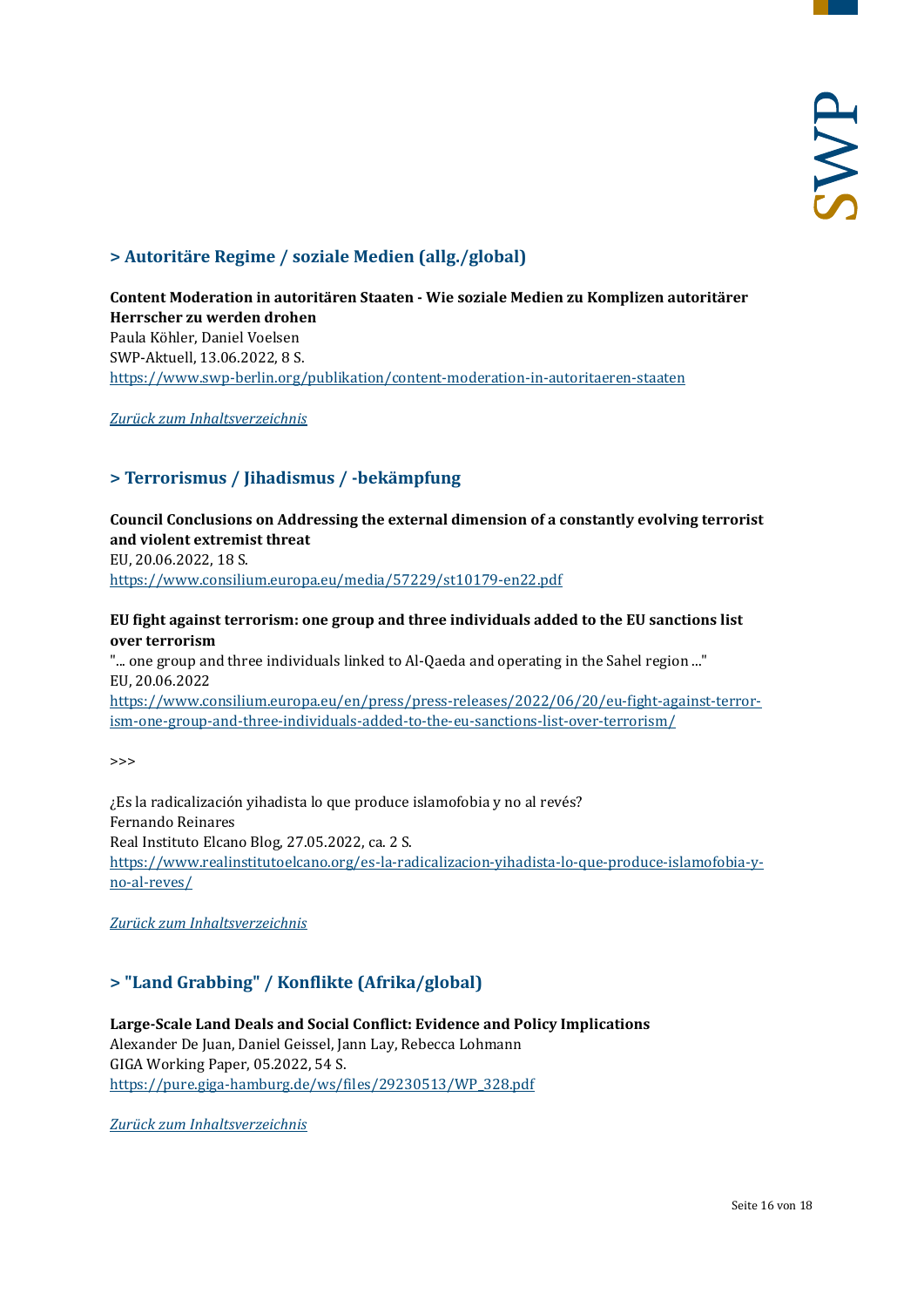## > Autoritäre Regime / soziale Medien (allg./global)

**Content Moderation in autoritären Staaten - Wie soziale Medien zu Komplizen autoritärer Herrscher zu werden drohen**
Paula Köhler, Daniel Voelsen
SWP-Aktuell, 13.06.2022, 8 S.
https://www.swp-berlin.org/publikation/content-moderation-in-autoritaeren-staaten

*Zurück zum Inhaltsverzeichnis*

## > Terrorismus / Jihadismus / -bekämpfung

**Council Conclusions on Addressing the external dimension of a constantly evolving terrorist and violent extremist threat**
EU, 20.06.2022, 18 S.
https://www.consilium.europa.eu/media/57229/st10179-en22.pdf

**EU fight against terrorism: one group and three individuals added to the EU sanctions list over terrorism**
"... one group and three individuals linked to Al-Qaeda and operating in the Sahel region ..."
EU, 20.06.2022
https://www.consilium.europa.eu/en/press/press-releases/2022/06/20/eu-fight-against-terrorism-one-group-and-three-individuals-added-to-the-eu-sanctions-list-over-terrorism/

>>>

¿Es la radicalización yihadista lo que produce islamofobia y no al revés?
Fernando Reinares
Real Instituto Elcano Blog, 27.05.2022, ca. 2 S.
https://www.realinstitutoelcano.org/es-la-radicalizacion-yihadista-lo-que-produce-islamofobia-y-no-al-reves/

*Zurück zum Inhaltsverzeichnis*

## > "Land Grabbing" / Konflikte (Afrika/global)

**Large-Scale Land Deals and Social Conflict: Evidence and Policy Implications**
Alexander De Juan, Daniel Geissel, Jann Lay, Rebecca Lohmann
GIGA Working Paper, 05.2022, 54 S.
https://pure.giga-hamburg.de/ws/files/29230513/WP_328.pdf

*Zurück zum Inhaltsverzeichnis*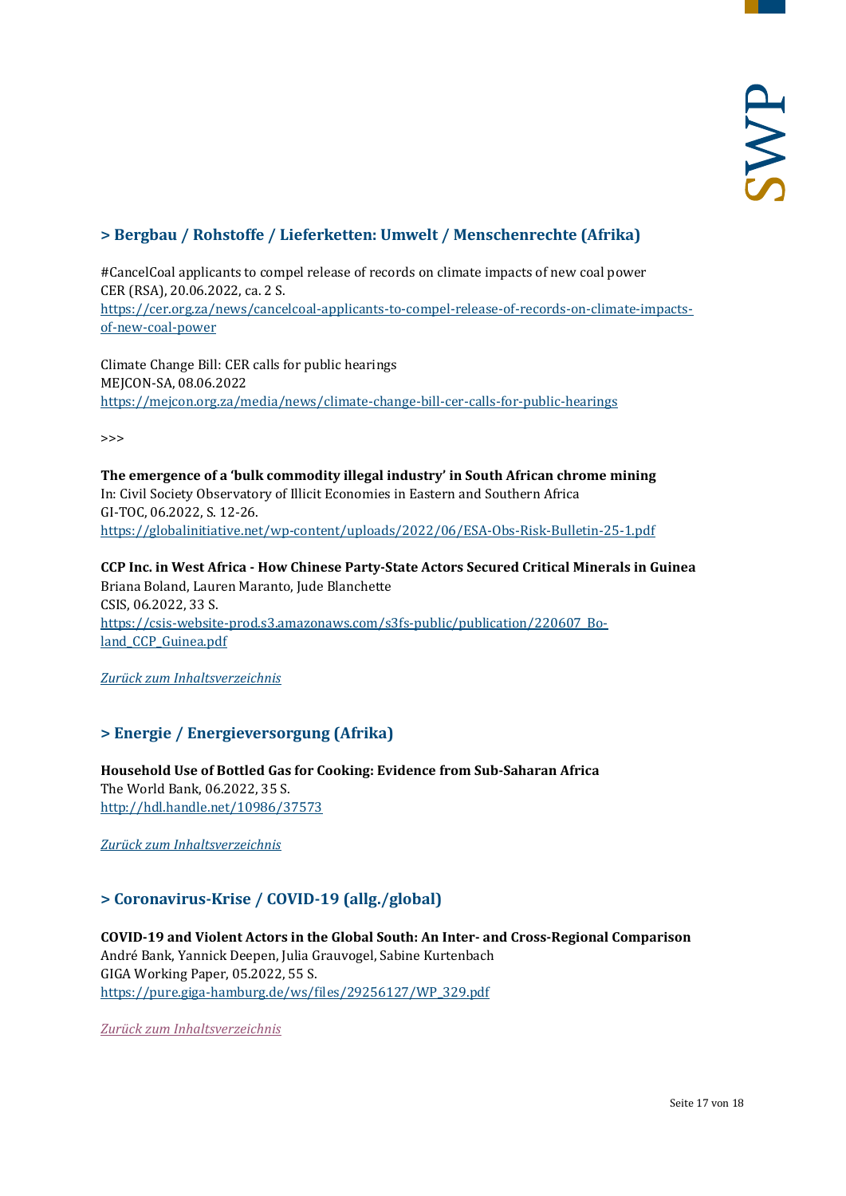## > Bergbau / Rohstoffe / Lieferketten: Umwelt / Menschenrechte (Afrika)

#CancelCoal applicants to compel release of records on climate impacts of new coal power
CER (RSA), 20.06.2022, ca. 2 S.
https://cer.org.za/news/cancelcoal-applicants-to-compel-release-of-records-on-climate-impacts-of-new-coal-power

Climate Change Bill: CER calls for public hearings
MEJCON-SA, 08.06.2022
https://mejcon.org.za/media/news/climate-change-bill-cer-calls-for-public-hearings

>>>

**The emergence of a 'bulk commodity illegal industry' in South African chrome mining**
In: Civil Society Observatory of Illicit Economies in Eastern and Southern Africa
GI-TOC, 06.2022, S. 12-26.
https://globalinitiative.net/wp-content/uploads/2022/06/ESA-Obs-Risk-Bulletin-25-1.pdf

**CCP Inc. in West Africa - How Chinese Party-State Actors Secured Critical Minerals in Guinea**
Briana Boland, Lauren Maranto, Jude Blanchette
CSIS, 06.2022, 33 S.
https://csis-website-prod.s3.amazonaws.com/s3fs-public/publication/220607_Boland_CCP_Guinea.pdf

*Zurück zum Inhaltsverzeichnis*

## > Energie / Energieversorgung (Afrika)

**Household Use of Bottled Gas for Cooking: Evidence from Sub-Saharan Africa**
The World Bank, 06.2022, 35 S.
http://hdl.handle.net/10986/37573

*Zurück zum Inhaltsverzeichnis*

## > Coronavirus-Krise / COVID-19 (allg./global)

**COVID-19 and Violent Actors in the Global South: An Inter- and Cross-Regional Comparison**
André Bank, Yannick Deepen, Julia Grauvogel, Sabine Kurtenbach
GIGA Working Paper, 05.2022, 55 S.
https://pure.giga-hamburg.de/ws/files/29256127/WP_329.pdf

*Zurück zum Inhaltsverzeichnis*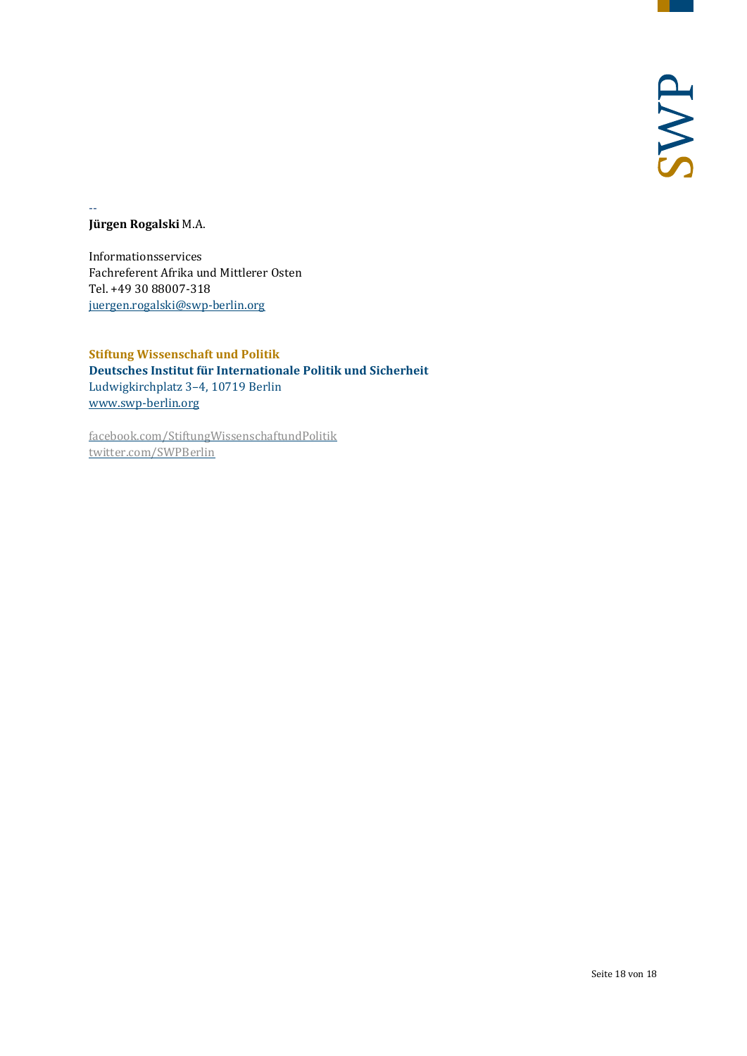--
**Jürgen Rogalski** M.A.

Informationsservices
Fachreferent Afrika und Mittlerer Osten
Tel. +49 30 88007-318
juergen.rogalski@swp-berlin.org

**Stiftung Wissenschaft und Politik**
**Deutsches Institut für Internationale Politik und Sicherheit**
Ludwigkirchplatz 3–4, 10719 Berlin
www.swp-berlin.org

facebook.com/StiftungWissenschaftundPolitik
twitter.com/SWPBerlin